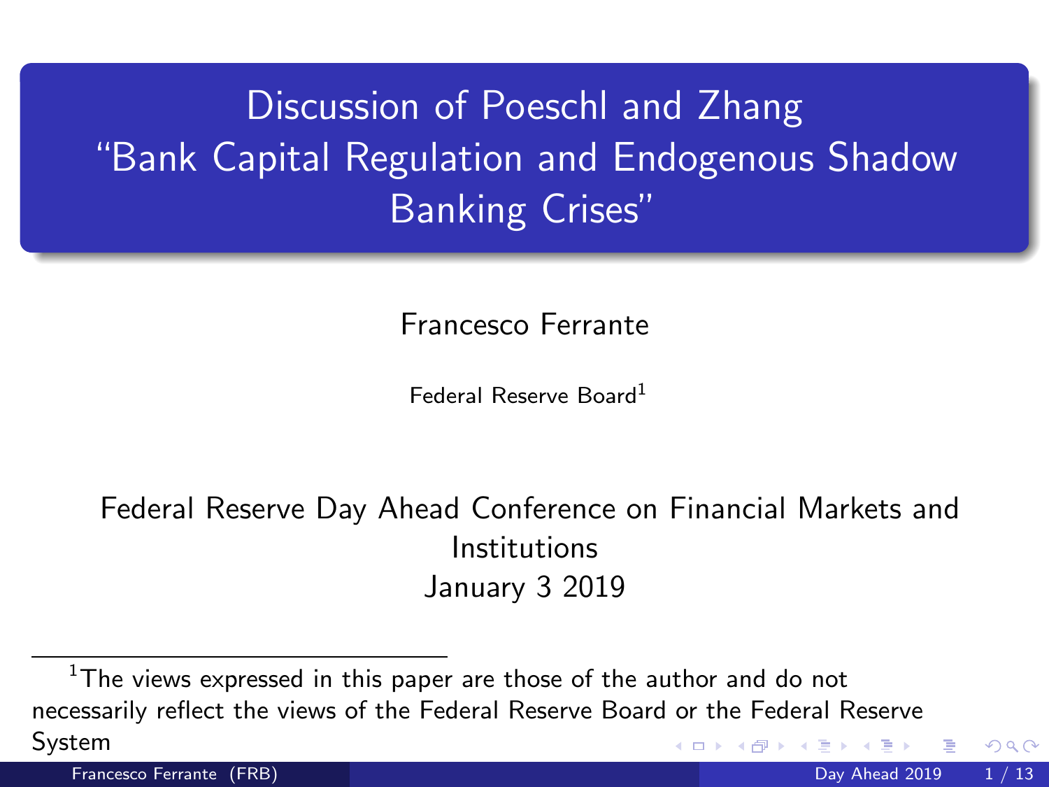# Discussion of Poeschl and Zhang "Bank Capital Regulation and Endogenous Shadow Banking Crises"

Francesco Ferrante

Federal Reserve Board[1]

Federal Reserve Day Ahead Conference on Financial Markets and Institutions
January 3 2019

[1] The views expressed in this paper are those of the author and do not necessarily reflect the views of the Federal Reserve Board or the Federal Reserve System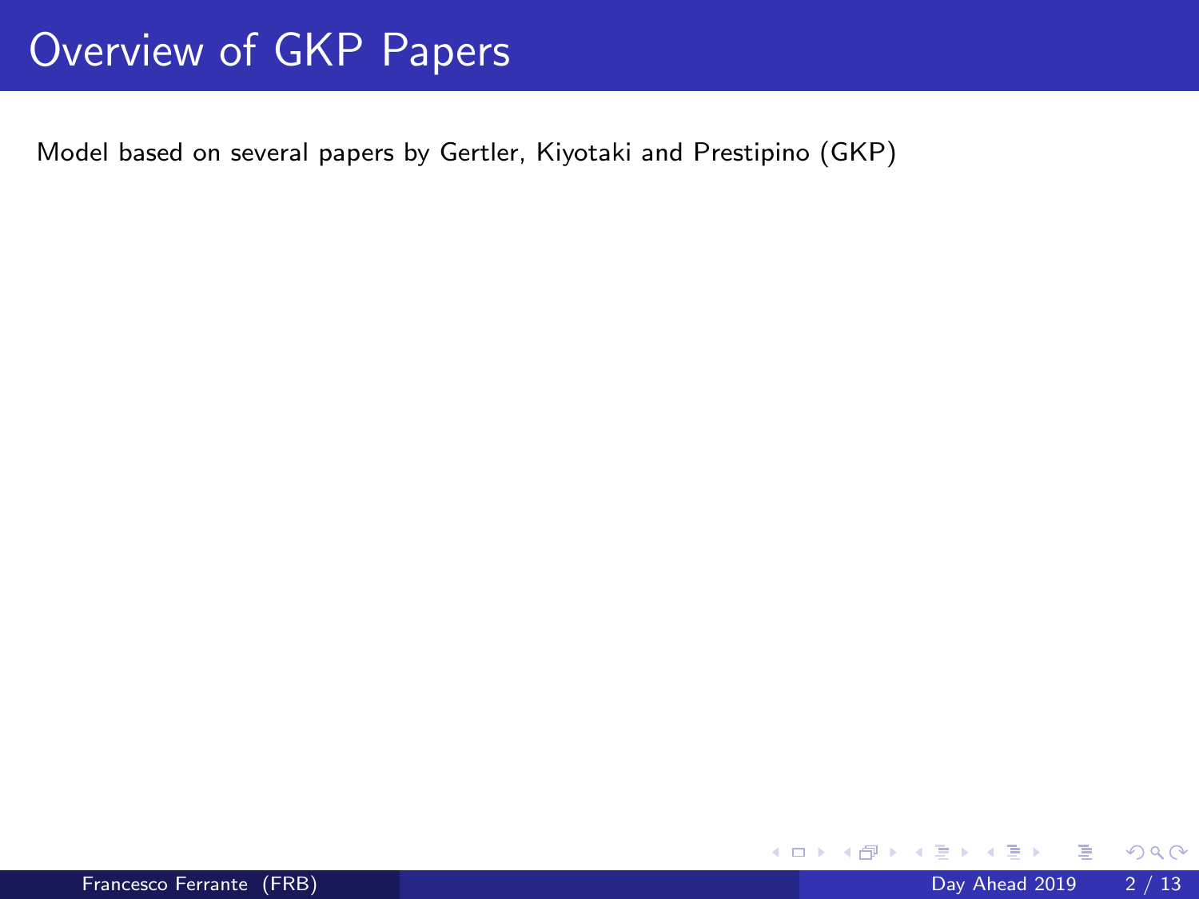# Overview of GKP Papers

Model based on several papers by Gertler, Kiyotaki and Prestipino (GKP)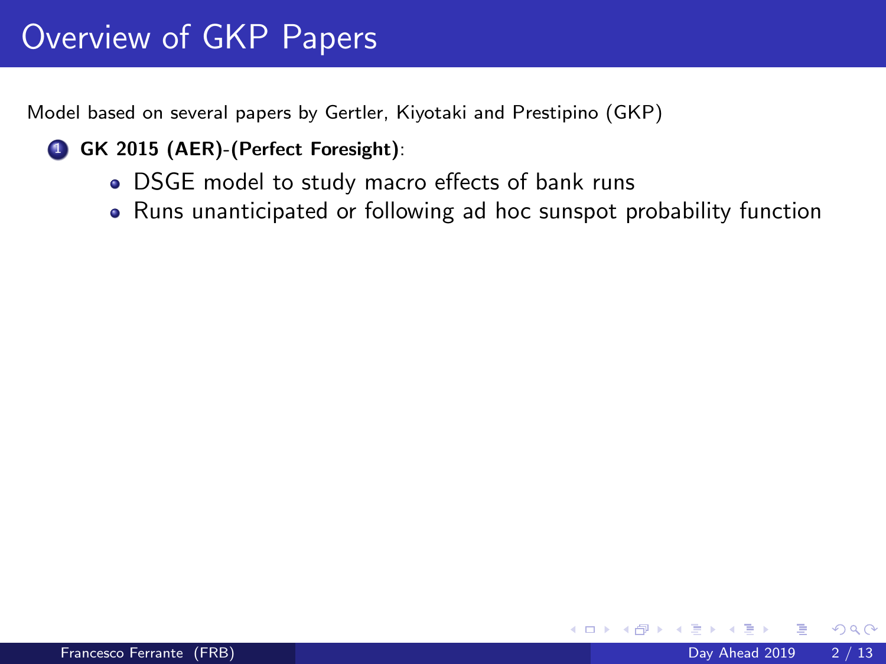# Overview of GKP Papers

Model based on several papers by Gertler, Kiyotaki and Prestipino (GKP)

1. **GK 2015 (AER)-(Perfect Foresight)**:
   - DSGE model to study macro effects of bank runs
   - Runs unanticipated or following ad hoc sunspot probability function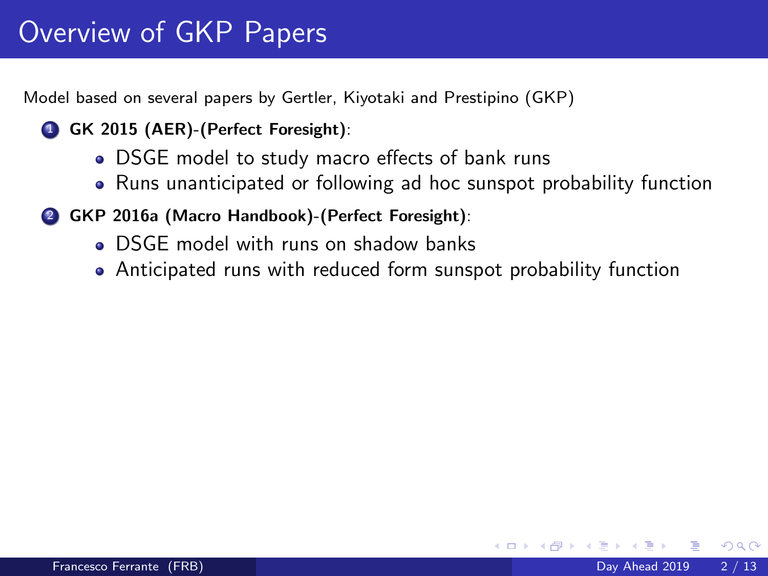# Overview of GKP Papers

Model based on several papers by Gertler, Kiyotaki and Prestipino (GKP)

1. **GK 2015 (AER)-(Perfect Foresight)**:
   - DSGE model to study macro effects of bank runs
   - Runs unanticipated or following ad hoc sunspot probability function
2. **GKP 2016a (Macro Handbook)-(Perfect Foresight)**:
   - DSGE model with runs on shadow banks
   - Anticipated runs with reduced form sunspot probability function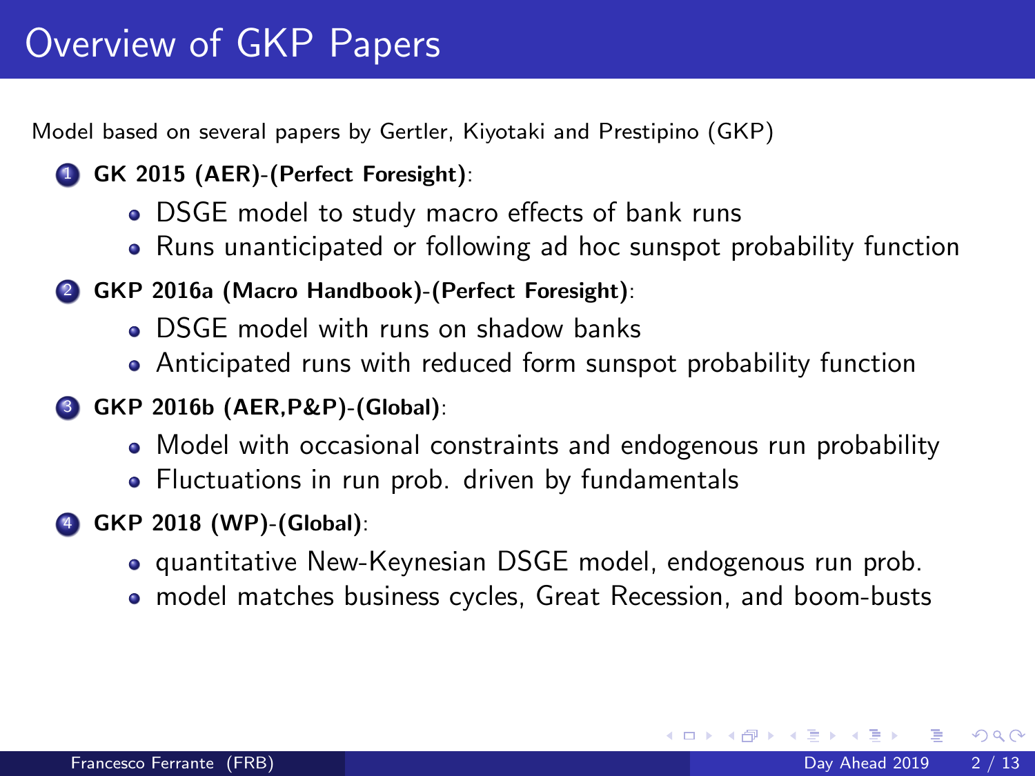# Overview of GKP Papers

Model based on several papers by Gertler, Kiyotaki and Prestipino (GKP)

1. **GK 2015 (AER)-(Perfect Foresight)**:
   - DSGE model to study macro effects of bank runs
   - Runs unanticipated or following ad hoc sunspot probability function
2. **GKP 2016a (Macro Handbook)-(Perfect Foresight)**:
   - DSGE model with runs on shadow banks
   - Anticipated runs with reduced form sunspot probability function
3. **GKP 2016b (AER,P&P)-(Global)**:
   - Model with occasional constraints and endogenous run probability
   - Fluctuations in run prob. driven by fundamentals
4. **GKP 2018 (WP)-(Global)**:
   - quantitative New-Keynesian DSGE model, endogenous run prob.
   - model matches business cycles, Great Recession, and boom-busts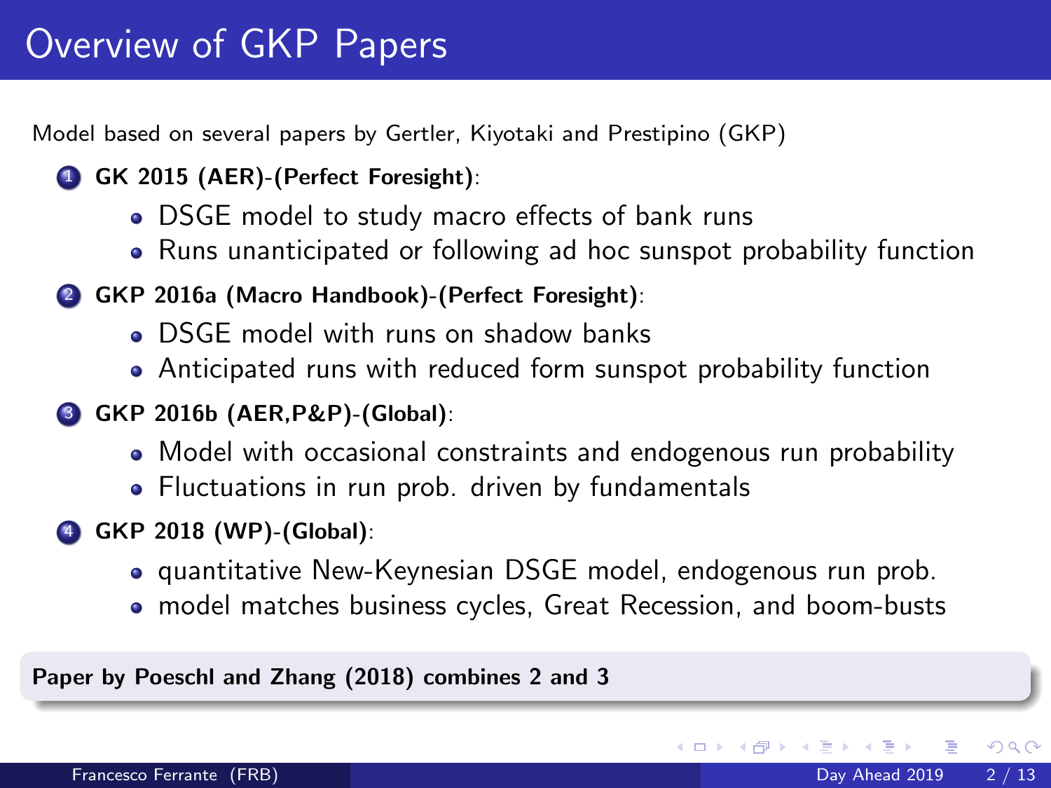# Overview of GKP Papers

Model based on several papers by Gertler, Kiyotaki and Prestipino (GKP)

1. **GK 2015 (AER)-(Perfect Foresight)**:
   - DSGE model to study macro effects of bank runs
   - Runs unanticipated or following ad hoc sunspot probability function
2. **GKP 2016a (Macro Handbook)-(Perfect Foresight)**:
   - DSGE model with runs on shadow banks
   - Anticipated runs with reduced form sunspot probability function
3. **GKP 2016b (AER,P&P)-(Global)**:
   - Model with occasional constraints and endogenous run probability
   - Fluctuations in run prob. driven by fundamentals
4. **GKP 2018 (WP)-(Global)**:
   - quantitative New-Keynesian DSGE model, endogenous run prob.
   - model matches business cycles, Great Recession, and boom-busts

**Paper by Poeschl and Zhang (2018) combines 2 and 3**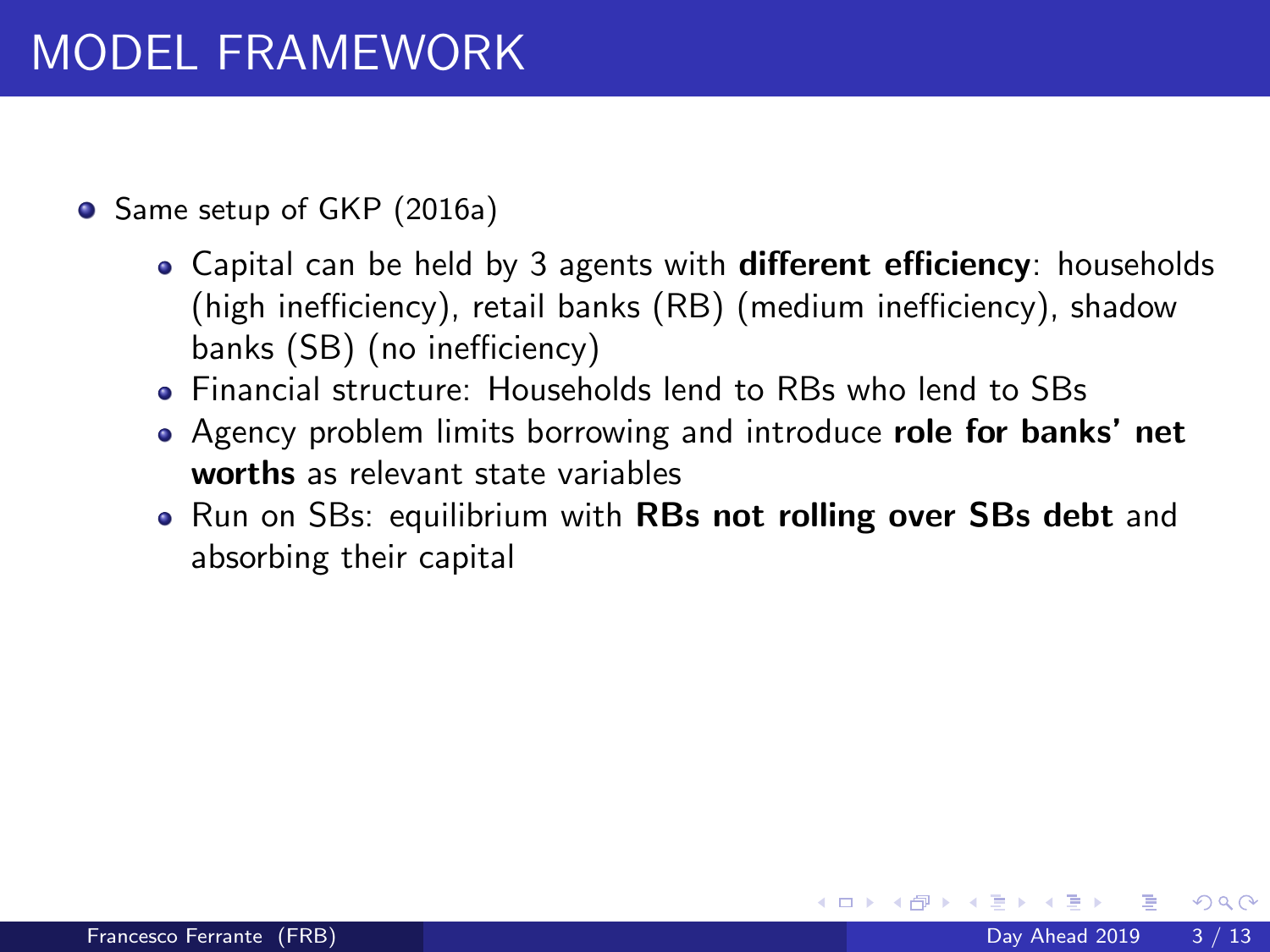# MODEL FRAMEWORK

- Same setup of GKP (2016a)
  - Capital can be held by 3 agents with **different efficiency**: households (high inefficiency), retail banks (RB) (medium inefficiency), shadow banks (SB) (no inefficiency)
  - Financial structure: Households lend to RBs who lend to SBs
  - Agency problem limits borrowing and introduce **role for banks' net worths** as relevant state variables
  - Run on SBs: equilibrium with **RBs not rolling over SBs debt** and absorbing their capital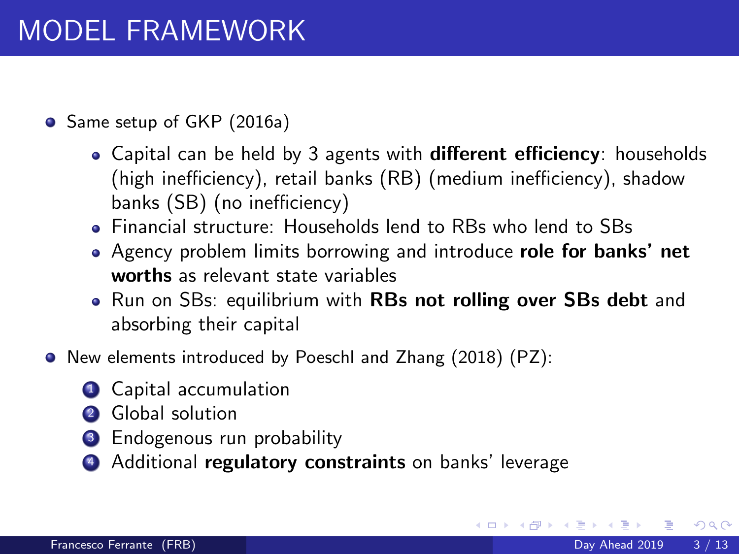# MODEL FRAMEWORK

- Same setup of GKP (2016a)
  - Capital can be held by 3 agents with **different efficiency**: households (high inefficiency), retail banks (RB) (medium inefficiency), shadow banks (SB) (no inefficiency)
  - Financial structure: Households lend to RBs who lend to SBs
  - Agency problem limits borrowing and introduce **role for banks' net worths** as relevant state variables
  - Run on SBs: equilibrium with **RBs not rolling over SBs debt** and absorbing their capital
- New elements introduced by Poeschl and Zhang (2018) (PZ):
  1. Capital accumulation
  2. Global solution
  3. Endogenous run probability
  4. Additional **regulatory constraints** on banks' leverage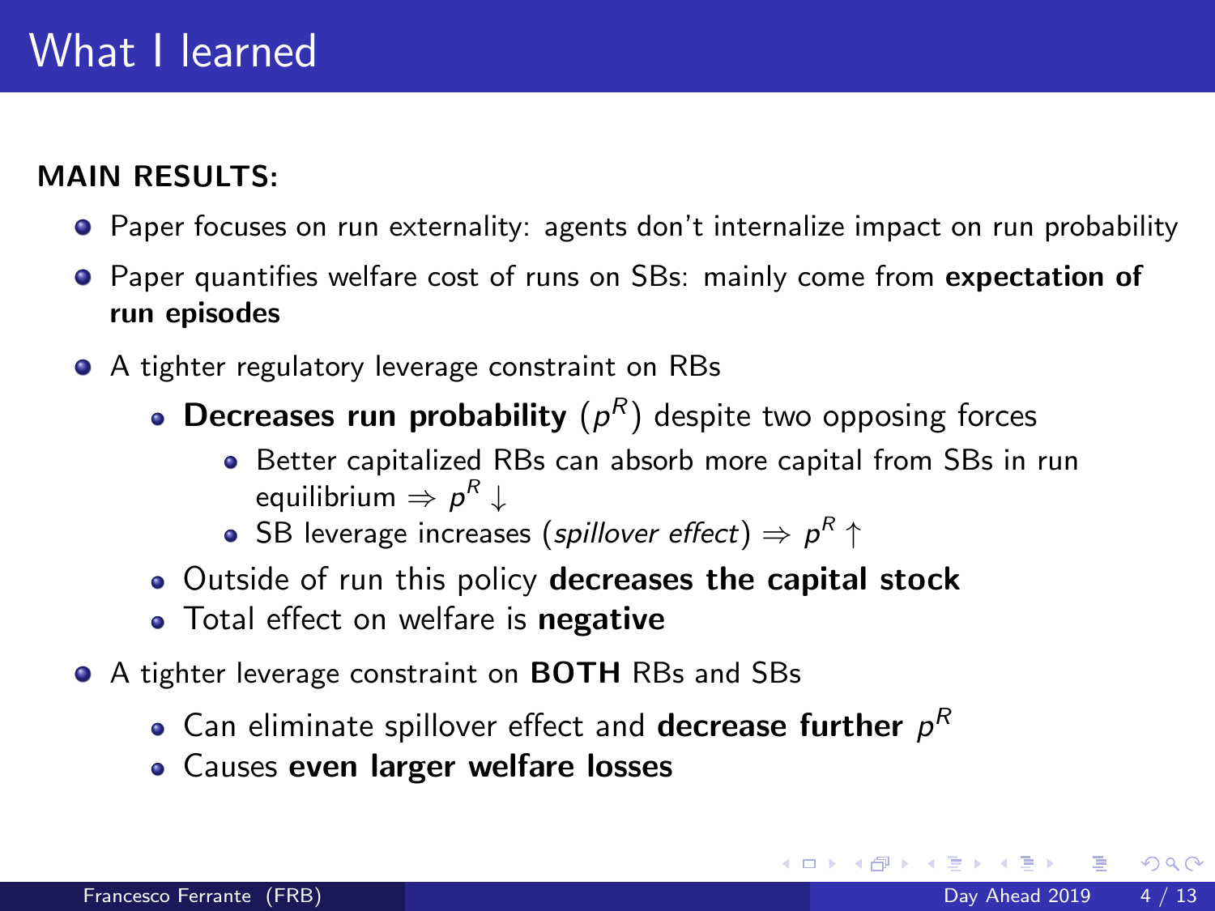# What I learned

**MAIN RESULTS:**

- Paper focuses on run externality: agents don't internalize impact on run probability
- Paper quantifies welfare cost of runs on SBs: mainly come from **expectation of run episodes**
- A tighter regulatory leverage constraint on RBs
  - **Decreases run probability** ($p^R$) despite two opposing forces
    - Better capitalized RBs can absorb more capital from SBs in run equilibrium $\Rightarrow p^R \downarrow$
    - SB leverage increases (*spillover effect*) $\Rightarrow p^R \uparrow$
  - Outside of run this policy **decreases the capital stock**
  - Total effect on welfare is **negative**
- A tighter leverage constraint on **BOTH** RBs and SBs
  - Can eliminate spillover effect and **decrease further** $p^R$
  - Causes **even larger welfare losses**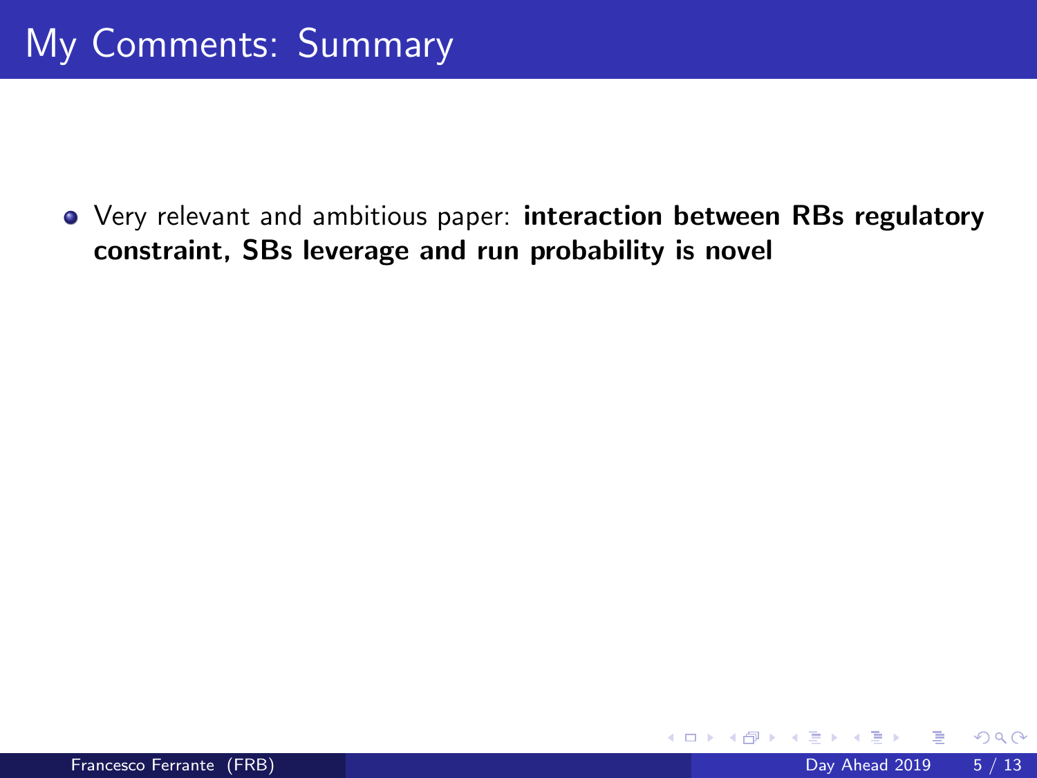# My Comments: Summary

- Very relevant and ambitious paper: **interaction between RBs regulatory constraint, SBs leverage and run probability is novel**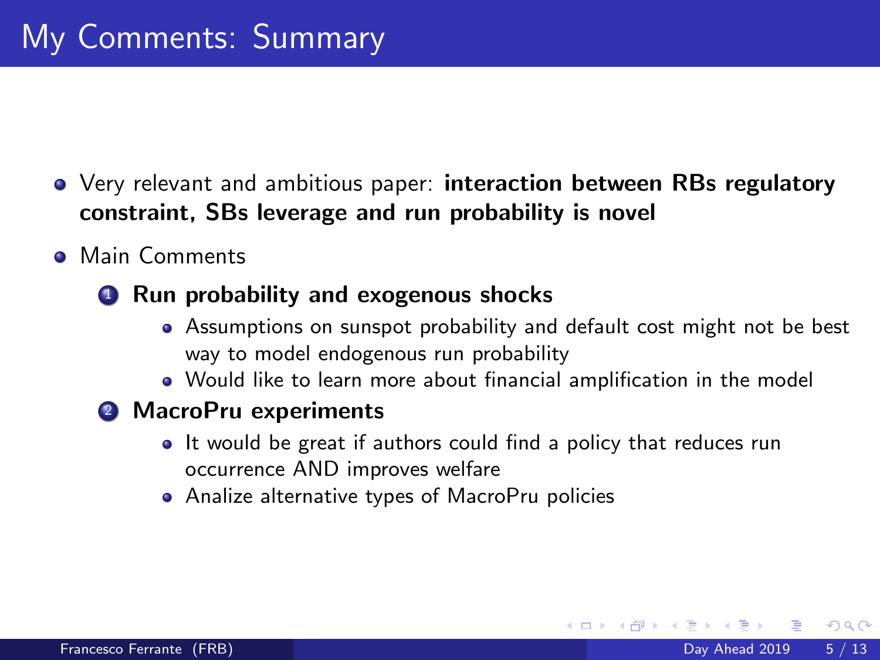# My Comments: Summary

- Very relevant and ambitious paper: **interaction between RBs regulatory constraint, SBs leverage and run probability is novel**
- Main Comments
  1. **Run probability and exogenous shocks**
     - Assumptions on sunspot probability and default cost might not be best way to model endogenous run probability
     - Would like to learn more about financial amplification in the model
  2. **MacroPru experiments**
     - It would be great if authors could find a policy that reduces run occurrence AND improves welfare
     - Analize alternative types of MacroPru policies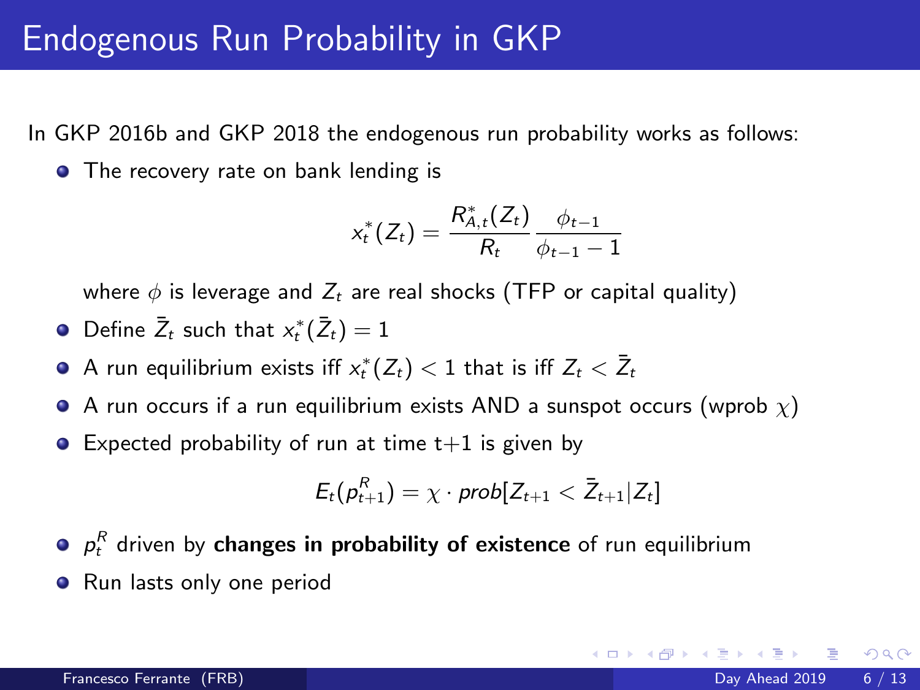# Endogenous Run Probability in GKP

In GKP 2016b and GKP 2018 the endogenous run probability works as follows:

- The recovery rate on bank lending is

$$x_t^*(Z_t) = \frac{R_{A,t}^*(Z_t)}{R_t} \frac{\phi_{t-1}}{\phi_{t-1} - 1}$$

  where $\phi$ is leverage and $Z_t$ are real shocks (TFP or capital quality)

- Define $\bar{Z}_t$ such that $x_t^*(\bar{Z}_t) = 1$
- A run equilibrium exists iff $x_t^*(Z_t) < 1$ that is iff $Z_t < \bar{Z}_t$
- A run occurs if a run equilibrium exists AND a sunspot occurs (wprob $\chi$)
- Expected probability of run at time t+1 is given by

$$E_t(p_{t+1}^R) = \chi \cdot prob[Z_{t+1} < \bar{Z}_{t+1} | Z_t]$$

- $p_t^R$ driven by **changes in probability of existence** of run equilibrium
- Run lasts only one period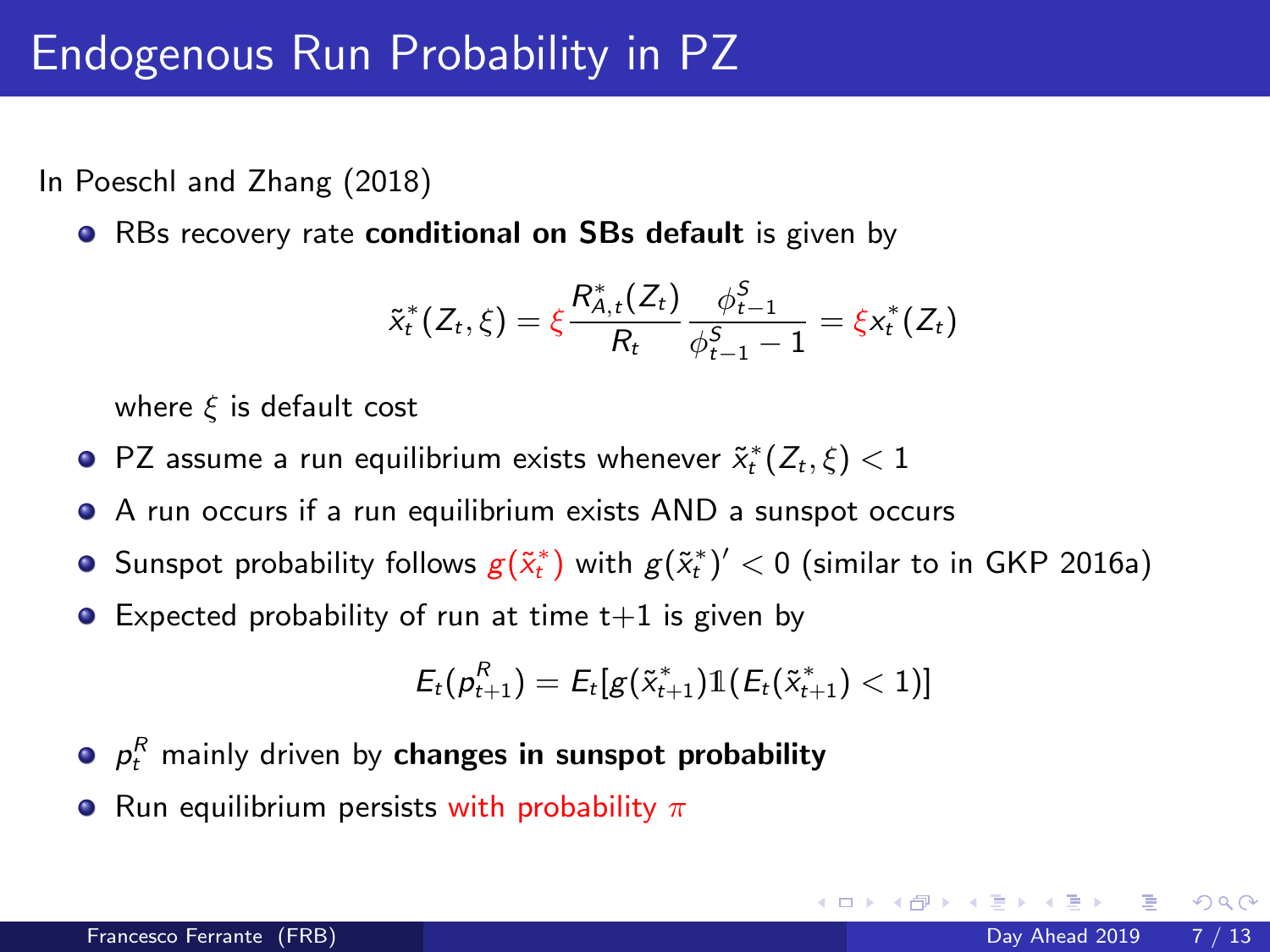# Endogenous Run Probability in PZ

In Poeschl and Zhang (2018)

- RBs recovery rate **conditional on SBs default** is given by

$$\tilde{x}_t^*(Z_t, \xi) = \xi \frac{R_{A,t}^*(Z_t)}{R_t} \frac{\phi_{t-1}^S}{\phi_{t-1}^S - 1} = \xi x_t^*(Z_t)$$

  where $\xi$ is default cost

- PZ assume a run equilibrium exists whenever $\tilde{x}_t^*(Z_t, \xi) < 1$
- A run occurs if a run equilibrium exists AND a sunspot occurs
- Sunspot probability follows $g(\tilde{x}_t^*)$ with $g(\tilde{x}_t^*)' < 0$ (similar to in GKP 2016a)
- Expected probability of run at time t+1 is given by

$$E_t(p_{t+1}^R) = E_t[g(\tilde{x}_{t+1}^*)\mathbb{1}(E_t(\tilde{x}_{t+1}^*) < 1)]$$

- $p_t^R$ mainly driven by **changes in sunspot probability**
- Run equilibrium persists with probability $\pi$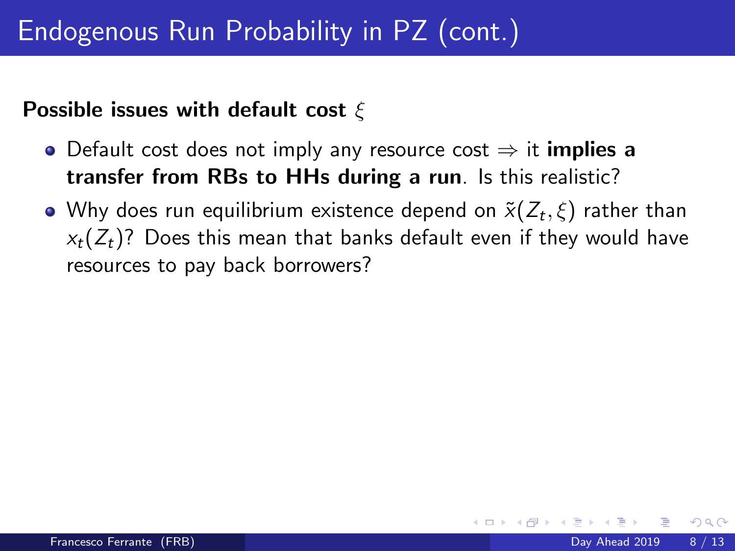# Endogenous Run Probability in PZ (cont.)

**Possible issues with default cost $\xi$**

- Default cost does not imply any resource cost $\Rightarrow$ it **implies a transfer from RBs to HHs during a run**. Is this realistic?
- Why does run equilibrium existence depend on $\tilde{x}(Z_t, \xi)$ rather than $x_t(Z_t)$? Does this mean that banks default even if they would have resources to pay back borrowers?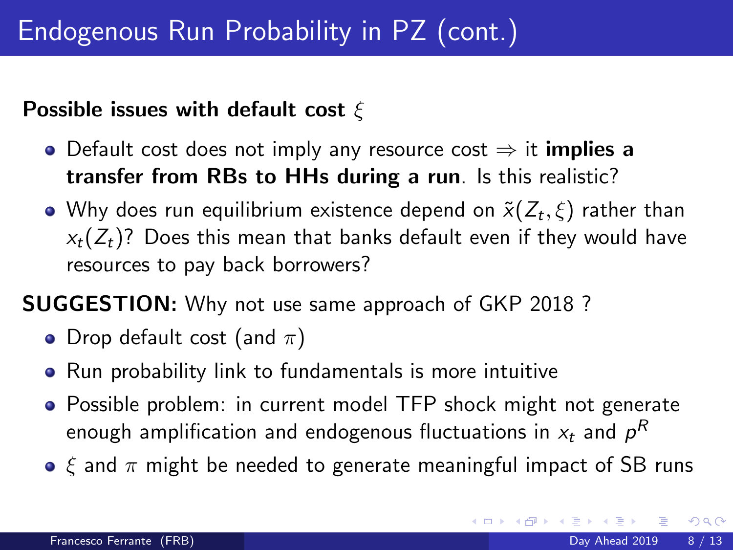# Endogenous Run Probability in PZ (cont.)

**Possible issues with default cost $\xi$**

- Default cost does not imply any resource cost $\Rightarrow$ it **implies a transfer from RBs to HHs during a run**. Is this realistic?
- Why does run equilibrium existence depend on $\tilde{x}(Z_t, \xi)$ rather than $x_t(Z_t)$? Does this mean that banks default even if they would have resources to pay back borrowers?

**SUGGESTION:** Why not use same approach of GKP 2018 ?

- Drop default cost (and $\pi$)
- Run probability link to fundamentals is more intuitive
- Possible problem: in current model TFP shock might not generate enough amplification and endogenous fluctuations in $x_t$ and $p^R$
- $\xi$ and $\pi$ might be needed to generate meaningful impact of SB runs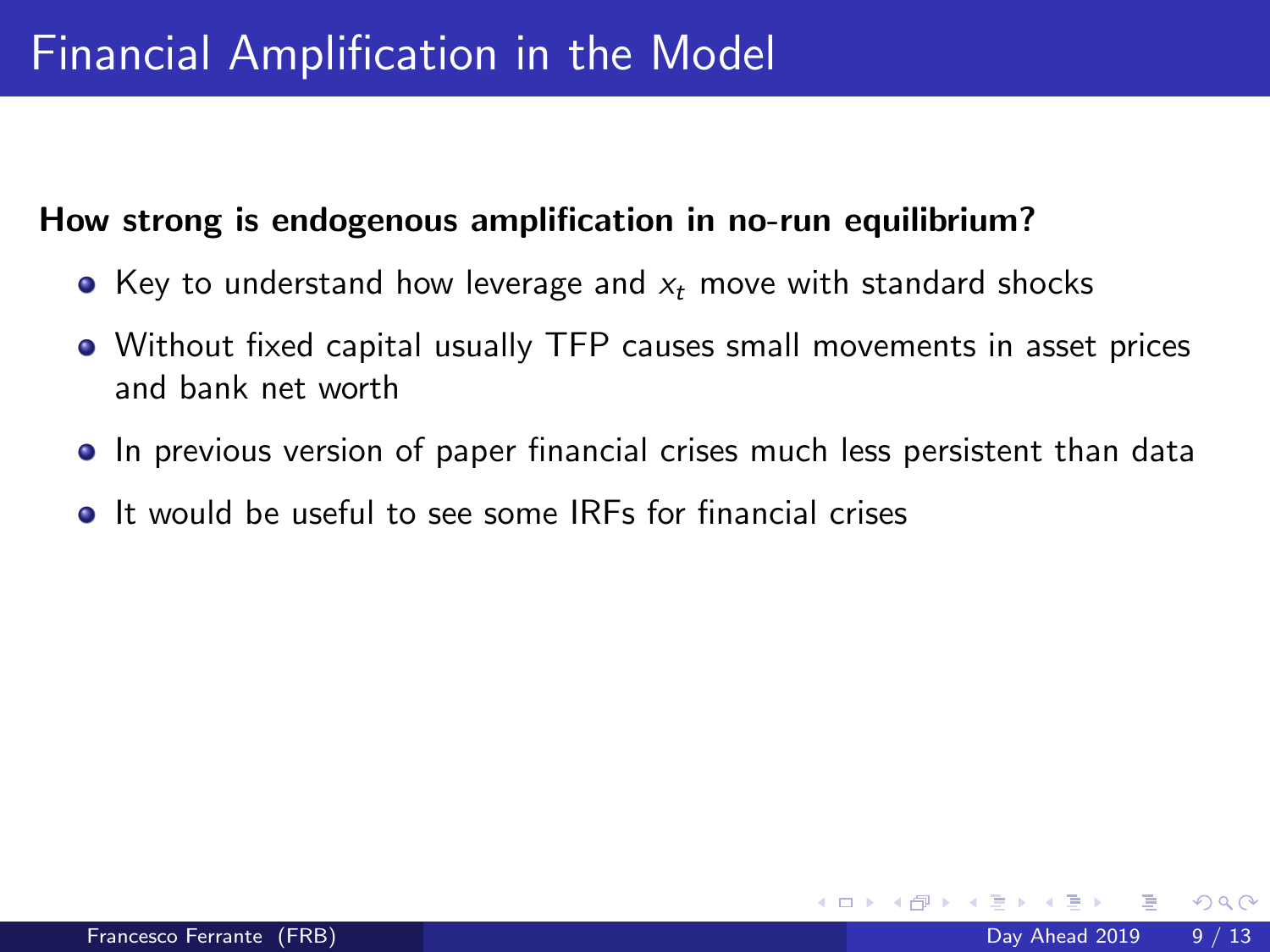# Financial Amplification in the Model

**How strong is endogenous amplification in no-run equilibrium?**

- Key to understand how leverage and $x_t$ move with standard shocks
- Without fixed capital usually TFP causes small movements in asset prices and bank net worth
- In previous version of paper financial crises much less persistent than data
- It would be useful to see some IRFs for financial crises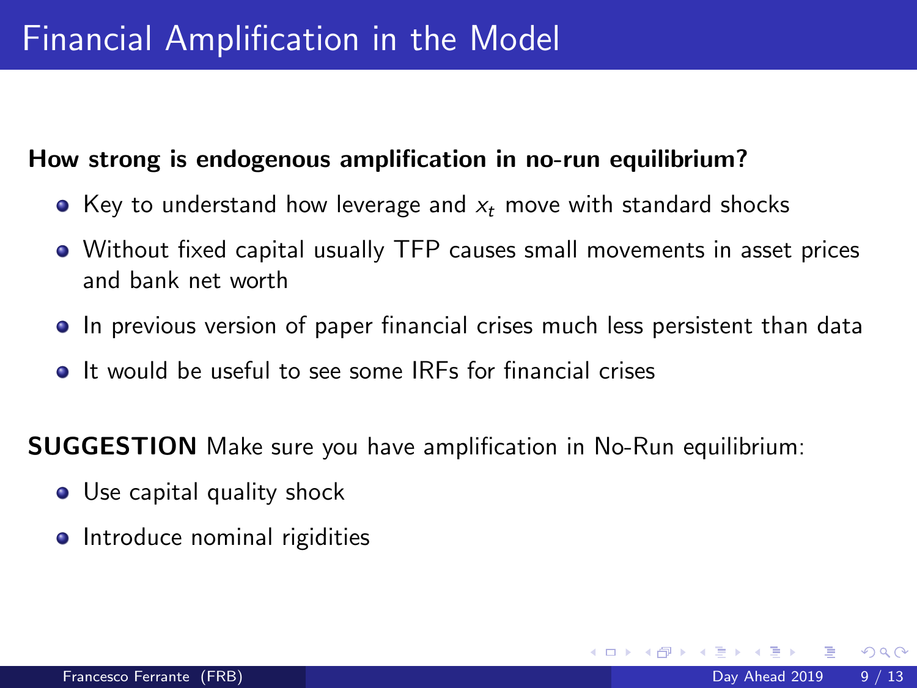# Financial Amplification in the Model

**How strong is endogenous amplification in no-run equilibrium?**

- Key to understand how leverage and $x_t$ move with standard shocks
- Without fixed capital usually TFP causes small movements in asset prices and bank net worth
- In previous version of paper financial crises much less persistent than data
- It would be useful to see some IRFs for financial crises

**SUGGESTION** Make sure you have amplification in No-Run equilibrium:

- Use capital quality shock
- Introduce nominal rigidities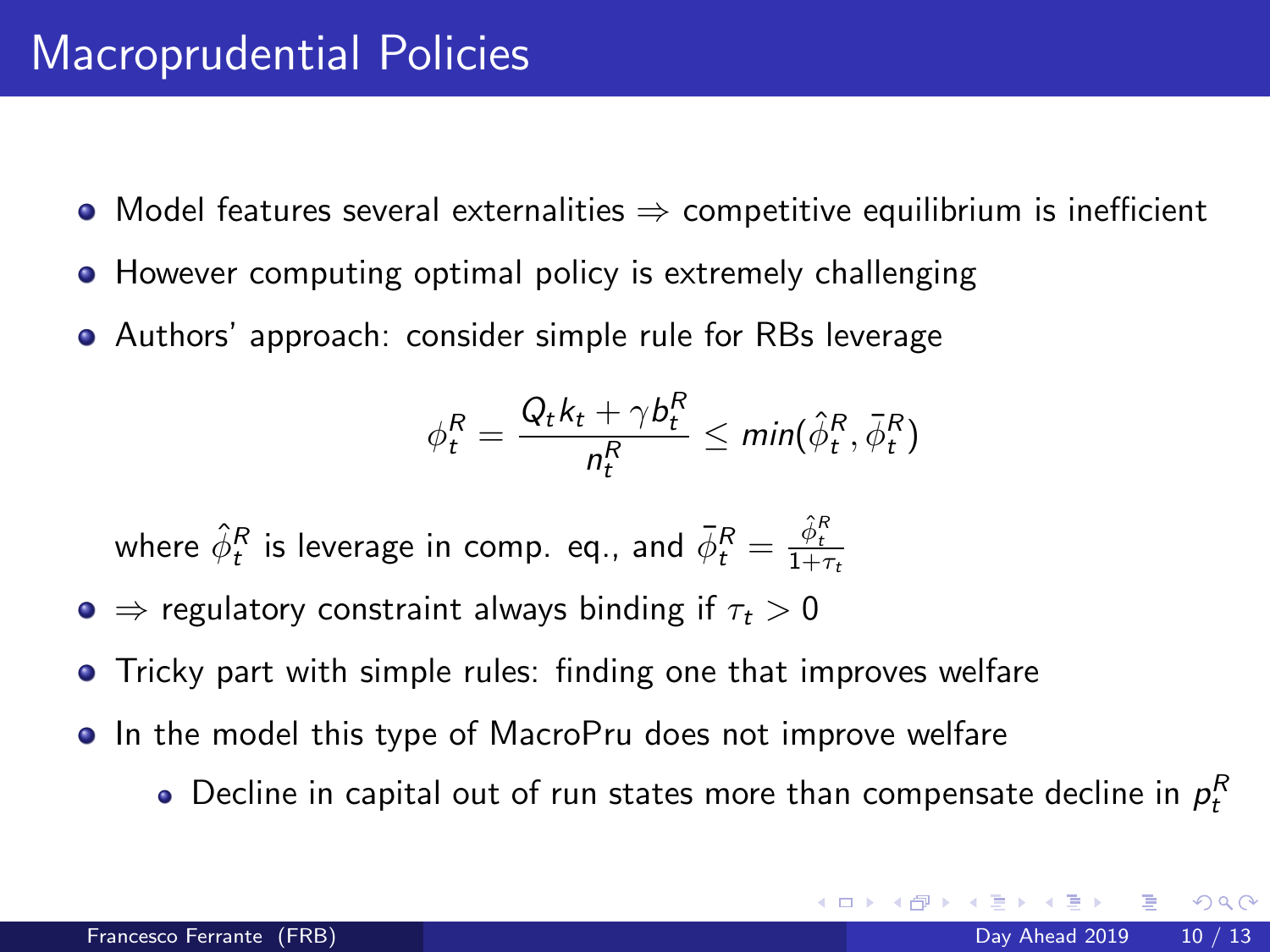# Macroprudential Policies

- Model features several externalities $\Rightarrow$ competitive equilibrium is inefficient
- However computing optimal policy is extremely challenging
- Authors' approach: consider simple rule for RBs leverage

$$\phi_t^R = \frac{Q_t k_t + \gamma b_t^R}{n_t^R} \leq min(\hat{\phi}_t^R, \bar{\phi}_t^R)$$

  where $\hat{\phi}_t^R$ is leverage in comp. eq., and $\bar{\phi}_t^R = \frac{\hat{\phi}_t^R}{1+\tau_t}$

- $\Rightarrow$ regulatory constraint always binding if $\tau_t > 0$
- Tricky part with simple rules: finding one that improves welfare
- In the model this type of MacroPru does not improve welfare
  - Decline in capital out of run states more than compensate decline in $p_t^R$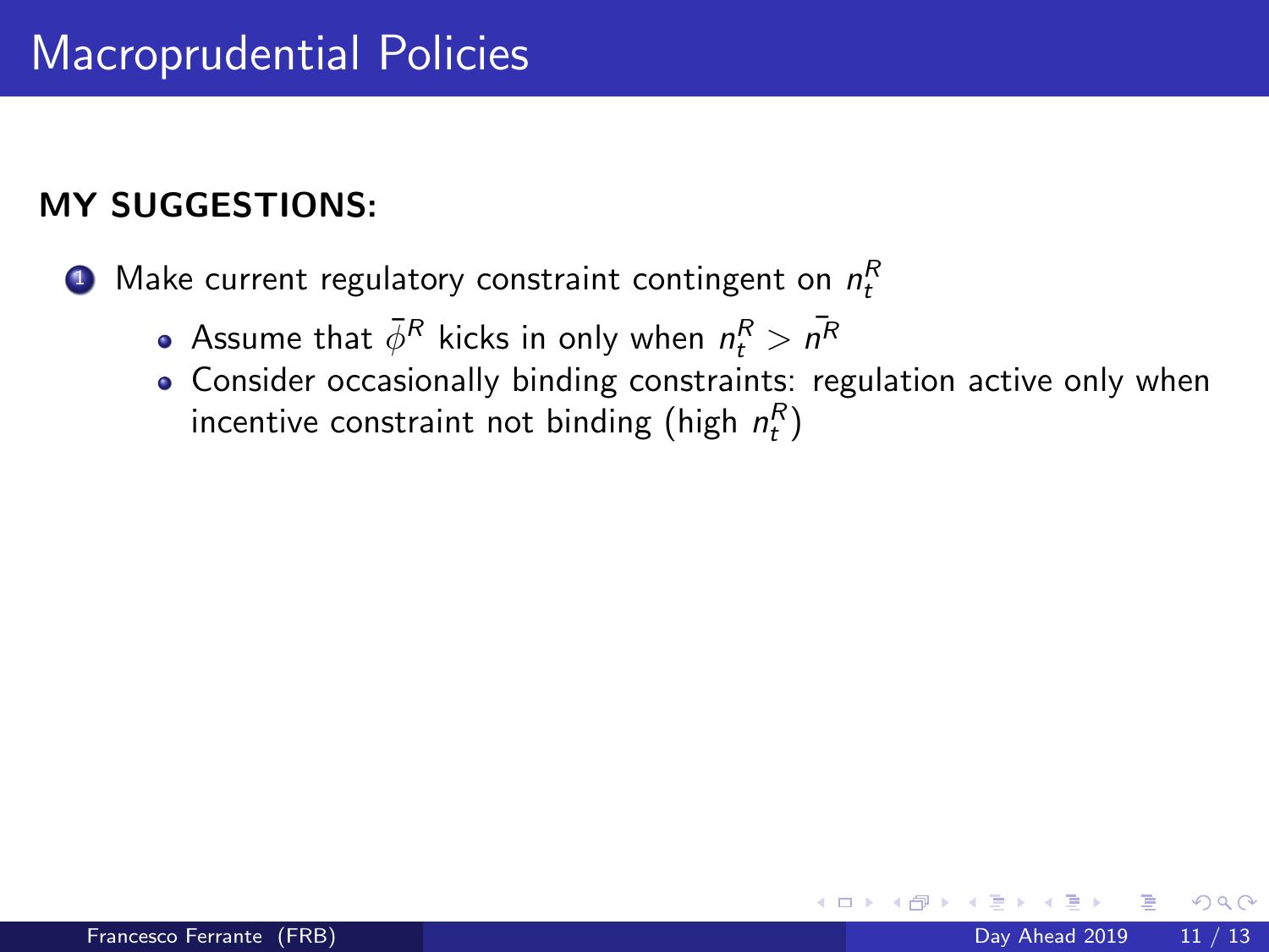# Macroprudential Policies

**MY SUGGESTIONS:**

1. Make current regulatory constraint contingent on $n_t^R$
   - Assume that $\bar{\phi}^R$ kicks in only when $n_t^R > \bar{n}^R$
   - Consider occasionally binding constraints: regulation active only when incentive constraint not binding (high $n_t^R$)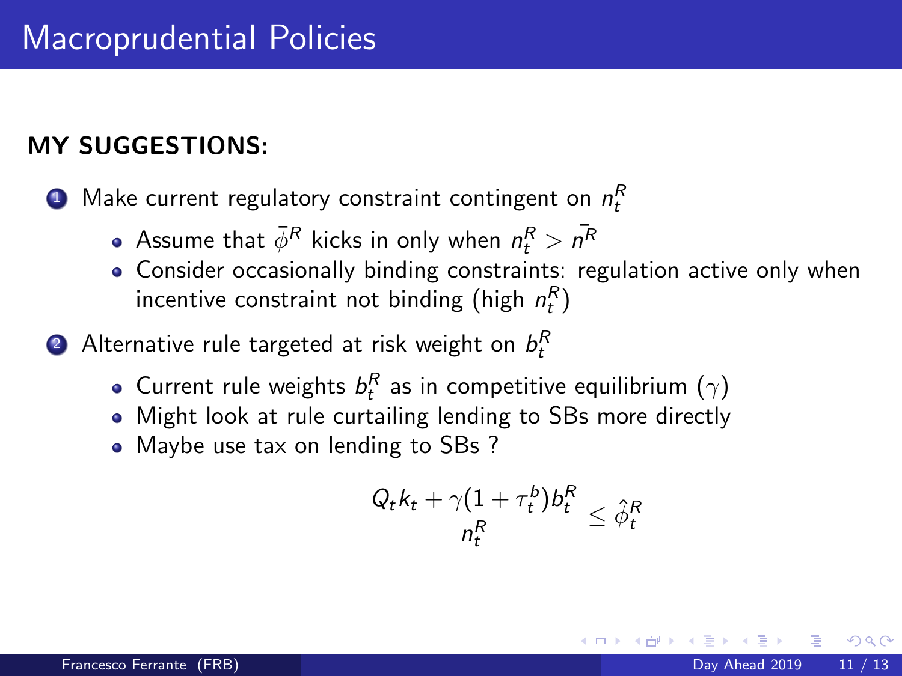# Macroprudential Policies

**MY SUGGESTIONS:**

1. Make current regulatory constraint contingent on $n_t^R$
   - Assume that $\bar{\phi}^R$ kicks in only when $n_t^R > \bar{n}^R$
   - Consider occasionally binding constraints: regulation active only when incentive constraint not binding (high $n_t^R$)
2. Alternative rule targeted at risk weight on $b_t^R$
   - Current rule weights $b_t^R$ as in competitive equilibrium ($\gamma$)
   - Might look at rule curtailing lending to SBs more directly
   - Maybe use tax on lending to SBs ?

$$\frac{Q_t k_t + \gamma(1 + \tau_t^b) b_t^R}{n_t^R} \leq \hat{\phi}_t^R$$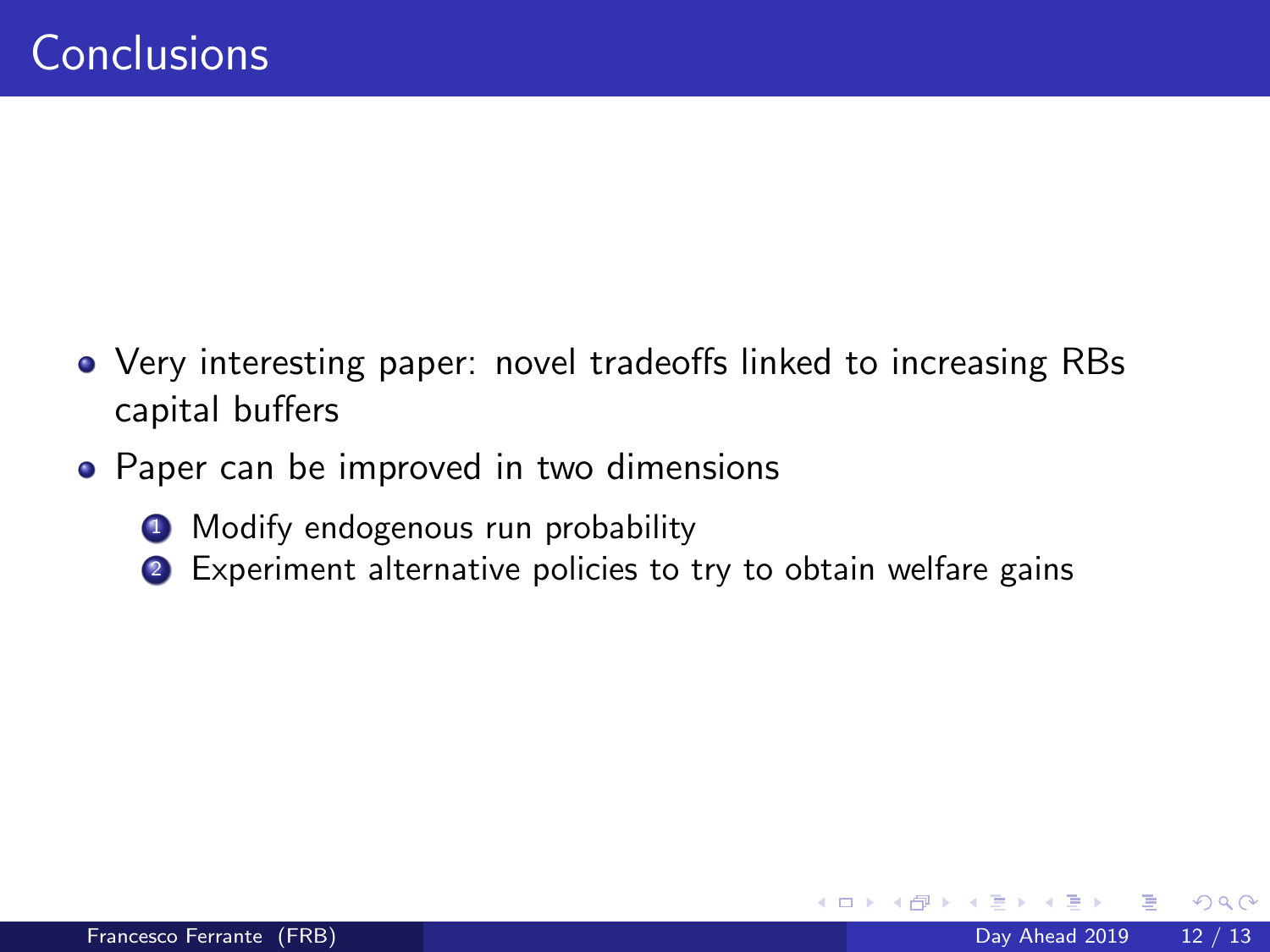# Conclusions

- Very interesting paper: novel tradeoffs linked to increasing RBs capital buffers
- Paper can be improved in two dimensions
  1. Modify endogenous run probability
  2. Experiment alternative policies to try to obtain welfare gains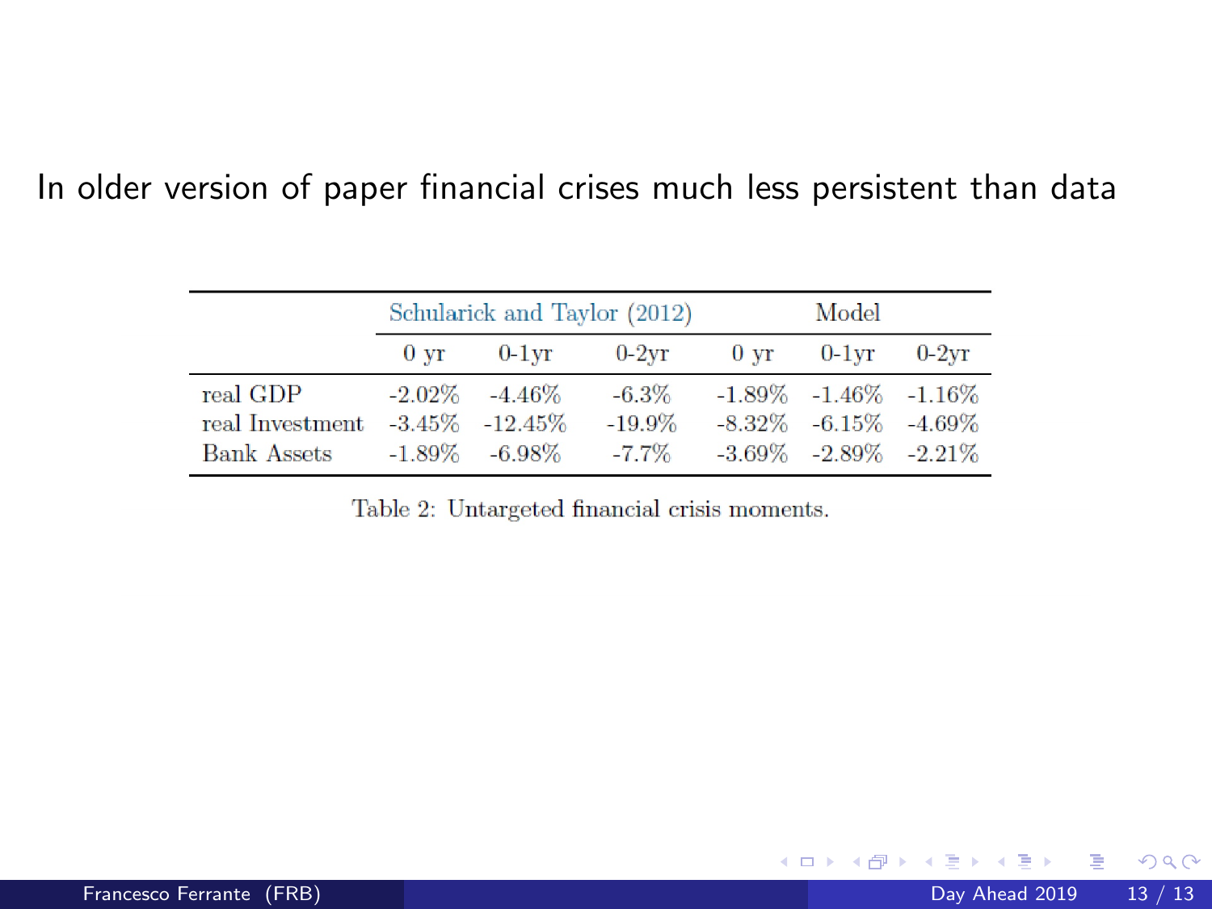In older version of paper financial crises much less persistent than data

| | Schularick and Taylor (2012) | | | Model | | |
|---|---|---|---|---|---|---|
| | 0 yr | 0-1yr | 0-2yr | 0 yr | 0-1yr | 0-2yr |
| real GDP | -2.02% | -4.46% | -6.3% | -1.89% | -1.46% | -1.16% |
| real Investment | -3.45% | -12.45% | -19.9% | -8.32% | -6.15% | -4.69% |
| Bank Assets | -1.89% | -6.98% | -7.7% | -3.69% | -2.89% | -2.21% |

Table 2: Untargeted financial crisis moments.